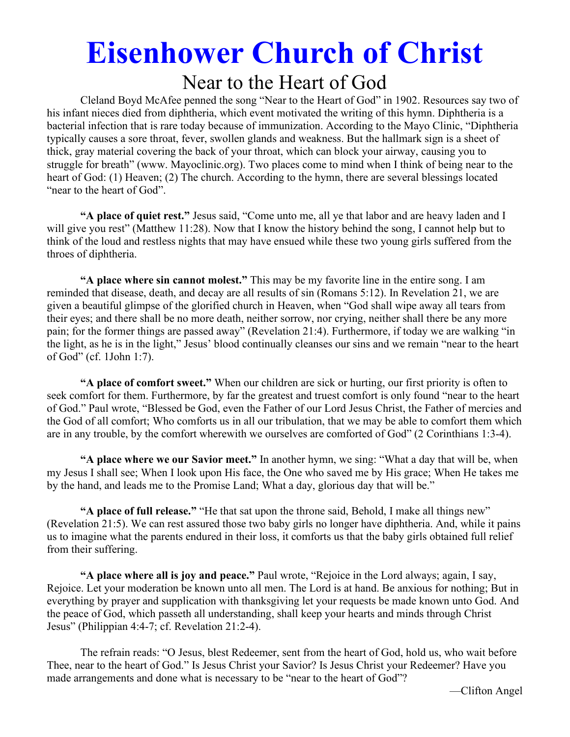# Eisenhower Church of Christ

## Near to the Heart of God

Cleland Boyd McAfee penned the song "Near to the Heart of God" in 1902. Resources say two of his infant nieces died from diphtheria, which event motivated the writing of this hymn. Diphtheria is a bacterial infection that is rare today because of immunization. According to the Mayo Clinic, "Diphtheria typically causes a sore throat, fever, swollen glands and weakness. But the hallmark sign is a sheet of thick, gray material covering the back of your throat, which can block your airway, causing you to struggle for breath" (www. Mayoclinic.org). Two places come to mind when I think of being near to the heart of God: (1) Heaven; (2) The church. According to the hymn, there are several blessings located "near to the heart of God".

**"A place of quiet rest."** Jesus said, "Come unto me, all ye that labor and are heavy laden and I will give you rest" (Matthew 11:28). Now that I know the history behind the song, I cannot help but to think of the loud and restless nights that may have ensued while these two young girls suffered from the throes of diphtheria.

**"A place where sin cannot molest."** This may be my favorite line in the entire song. I am reminded that disease, death, and decay are all results of sin (Romans 5:12). In Revelation 21, we are given a beautiful glimpse of the glorified church in Heaven, when "God shall wipe away all tears from their eyes; and there shall be no more death, neither sorrow, nor crying, neither shall there be any more pain; for the former things are passed away" (Revelation 21:4). Furthermore, if today we are walking "in the light, as he is in the light," Jesus' blood continually cleanses our sins and we remain "near to the heart of God" (cf. 1John 1:7).

**"A place of comfort sweet."** When our children are sick or hurting, our first priority is often to seek comfort for them. Furthermore, by far the greatest and truest comfort is only found "near to the heart of God." Paul wrote, "Blessed be God, even the Father of our Lord Jesus Christ, the Father of mercies and the God of all comfort; Who comforts us in all our tribulation, that we may be able to comfort them which are in any trouble, by the comfort wherewith we ourselves are comforted of God" (2 Corinthians 1:3-4).

**"A place where we our Savior meet."** In another hymn, we sing: "What a day that will be, when my Jesus I shall see; When I look upon His face, the One who saved me by His grace; When He takes me by the hand, and leads me to the Promise Land; What a day, glorious day that will be."

**"A place of full release."** "He that sat upon the throne said, Behold, I make all things new" (Revelation 21:5). We can rest assured those two baby girls no longer have diphtheria. And, while it pains us to imagine what the parents endured in their loss, it comforts us that the baby girls obtained full relief from their suffering.

**"A place where all is joy and peace."** Paul wrote, "Rejoice in the Lord always; again, I say, Rejoice. Let your moderation be known unto all men. The Lord is at hand. Be anxious for nothing; But in everything by prayer and supplication with thanksgiving let your requests be made known unto God. And the peace of God, which passeth all understanding, shall keep your hearts and minds through Christ Jesus" (Philippian 4:4-7; cf. Revelation 21:2-4).

The refrain reads: "O Jesus, blest Redeemer, sent from the heart of God, hold us, who wait before Thee, near to the heart of God." Is Jesus Christ your Savior? Is Jesus Christ your Redeemer? Have you made arrangements and done what is necessary to be "near to the heart of God"?

—Clifton Angel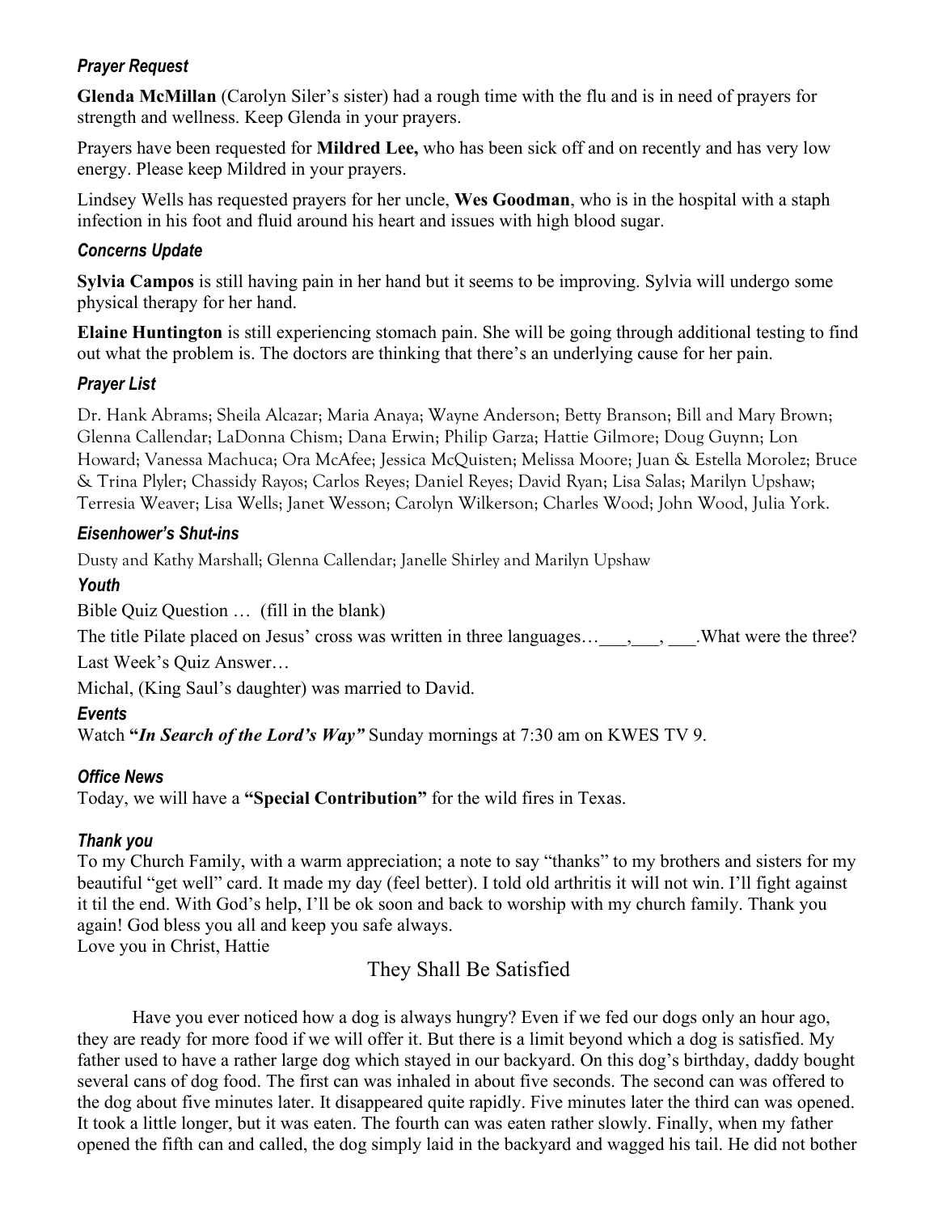### *Prayer Request*

**Glenda McMillan** (Carolyn Siler's sister) had a rough time with the flu and is in need of prayers for strength and wellness. Keep Glenda in your prayers.

Prayers have been requested for **Mildred Lee,** who has been sick off and on recently and has very low energy. Please keep Mildred in your prayers.

Lindsey Wells has requested prayers for her uncle, **Wes Goodman**, who is in the hospital with a staph infection in his foot and fluid around his heart and issues with high blood sugar.

### *Concerns Update*

**Sylvia Campos** is still having pain in her hand but it seems to be improving. Sylvia will undergo some physical therapy for her hand.

**Elaine Huntington** is still experiencing stomach pain. She will be going through additional testing to find out what the problem is. The doctors are thinking that there's an underlying cause for her pain.

### *Prayer List*

Dr. Hank Abrams; Sheila Alcazar; Maria Anaya; Wayne Anderson; Betty Branson; Bill and Mary Brown; Glenna Callendar; LaDonna Chism; Dana Erwin; Philip Garza; Hattie Gilmore; Doug Guynn; Lon Howard; Vanessa Machuca; Ora McAfee; Jessica McQuisten; Melissa Moore; Juan & Estella Morolez; Bruce & Trina Plyler; Chassidy Rayos; Carlos Reyes; Daniel Reyes; David Ryan; Lisa Salas; Marilyn Upshaw; Terresia Weaver; Lisa Wells; Janet Wesson; Carolyn Wilkerson; Charles Wood; John Wood, Julia York.

### *Eisenhower's Shut-ins*

Dusty and Kathy Marshall; Glenna Callendar; Janelle Shirley and Marilyn Upshaw

### *Youth*

Bible Quiz Question … (fill in the blank)

The title Pilate placed on Jesus' cross was written in three languages…___,___, ___.What were the three?

Last Week's Quiz Answer…

Michal, (King Saul's daughter) was married to David.

### *Events*

Watch **"*In Search of the Lord's Way"*** Sunday mornings at 7:30 am on KWES TV 9.

### *Office News*

Today, we will have a **"Special Contribution"** for the wild fires in Texas.

### *Thank you*

To my Church Family, with a warm appreciation; a note to say "thanks" to my brothers and sisters for my beautiful "get well" card. It made my day (feel better). I told old arthritis it will not win. I'll fight against it til the end. With God's help, I'll be ok soon and back to worship with my church family. Thank you again! God bless you all and keep you safe always.
Love you in Christ, Hattie

## They Shall Be Satisfied

Have you ever noticed how a dog is always hungry? Even if we fed our dogs only an hour ago, they are ready for more food if we will offer it. But there is a limit beyond which a dog is satisfied. My father used to have a rather large dog which stayed in our backyard. On this dog's birthday, daddy bought several cans of dog food. The first can was inhaled in about five seconds. The second can was offered to the dog about five minutes later. It disappeared quite rapidly. Five minutes later the third can was opened. It took a little longer, but it was eaten. The fourth can was eaten rather slowly. Finally, when my father opened the fifth can and called, the dog simply laid in the backyard and wagged his tail. He did not bother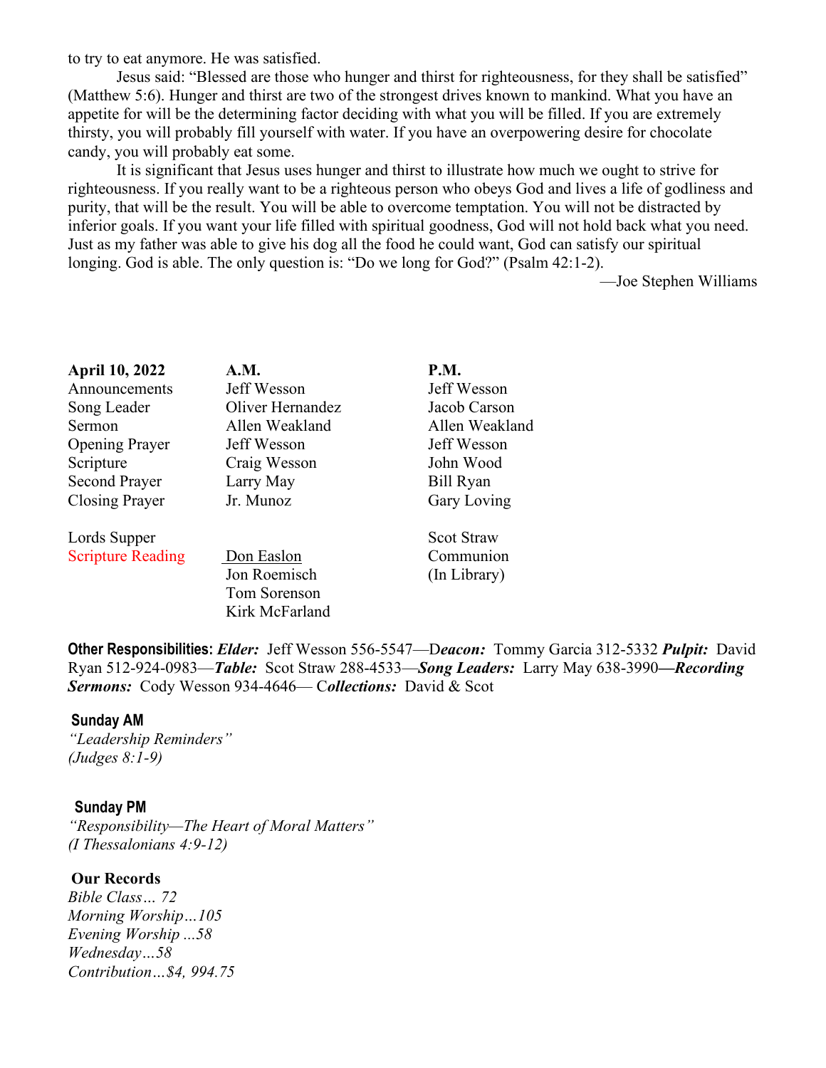to try to eat anymore. He was satisfied.

Jesus said: "Blessed are those who hunger and thirst for righteousness, for they shall be satisfied" (Matthew 5:6). Hunger and thirst are two of the strongest drives known to mankind. What you have an appetite for will be the determining factor deciding with what you will be filled. If you are extremely thirsty, you will probably fill yourself with water. If you have an overpowering desire for chocolate candy, you will probably eat some.

It is significant that Jesus uses hunger and thirst to illustrate how much we ought to strive for righteousness. If you really want to be a righteous person who obeys God and lives a life of godliness and purity, that will be the result. You will be able to overcome temptation. You will not be distracted by inferior goals. If you want your life filled with spiritual goodness, God will not hold back what you need. Just as my father was able to give his dog all the food he could want, God can satisfy our spiritual longing. God is able. The only question is: "Do we long for God?" (Psalm 42:1-2).

—Joe Stephen Williams

| **April 10, 2022** | **A.M.** | **P.M.** |
|---|---|---|
| Announcements | Jeff Wesson | Jeff Wesson |
| Song Leader | Oliver Hernandez | Jacob Carson |
| Sermon | Allen Weakland | Allen Weakland |
| Opening Prayer | Jeff Wesson | Jeff Wesson |
| Scripture | Craig Wesson | John Wood |
| Second Prayer | Larry May | Bill Ryan |
| Closing Prayer | Jr. Munoz | Gary Loving |
| | | |
| Lords Supper | | Scot Straw |
| Scripture Reading | Don Easlon | Communion |
| | Jon Roemisch | (In Library) |
| | Tom Sorenson | |
| | Kirk McFarland | |

**Other Responsibilities:** ***Elder:*** Jeff Wesson 556-5547—D***eacon:*** Tommy Garcia 312-5332 ***Pulpit:*** David Ryan 512-924-0983—***Table:*** Scot Straw 288-4533—***Song Leaders:*** Larry May 638-3990**—*Recording Sermons:*** Cody Wesson 934-4646— C***ollections:*** David & Scot

**Sunday AM**

*"Leadership Reminders"*
*(Judges 8:1-9)*

**Sunday PM**

*"Responsibility—The Heart of Moral Matters"*
*(I Thessalonians 4:9-12)*

**Our Records**

*Bible Class… 72*
*Morning Worship…105*
*Evening Worship ...58*
*Wednesday…58*
*Contribution…$4, 994.75*